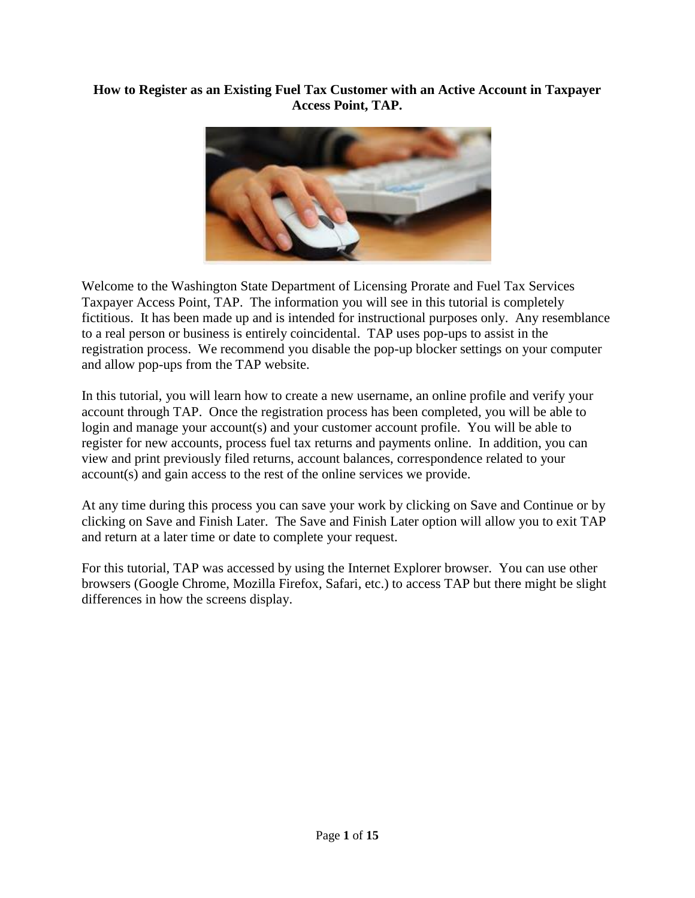# How to Register as an Existing Fuel Tax Customer with an Active Account in Taxpayer Access Point, TAP.

Welcome to the Washington State Department of Licensing Prorate and Fuel Tax Services Taxpayer Access Point, TAP. The information you will see in this tutorial is completely fictitious. It has been made up and is intended for instructional purposes only. Any resemblance to a real person or business is entirely coincidental. TAP uses pop-ups to assist in the registration process. We recommend you disable the pop-up blocker settings on your computer and allow pop-ups from the TAP website.

In this tutorial, you will learn how to create a new username, an online profile and verify your account through TAP. Once the registration process has been completed, you will be able to login and manage your account(s) and your customer account profile. You will be able to register for new accounts, process fuel tax returns and payments online. In addition, you can view and print previously filed returns, account balances, correspondence related to your account(s) and gain access to the rest of the online services we provide.

At any time during this process you can save your work by clicking on Save and Continue or by clicking on Save and Finish Later. The Save and Finish Later option will allow you to exit TAP and return at a later time or date to complete your request.

For this tutorial, TAP was accessed by using the Internet Explorer browser. You can use other browsers (Google Chrome, Mozilla Firefox, Safari, etc.) to access TAP but there might be slight differences in how the screens display.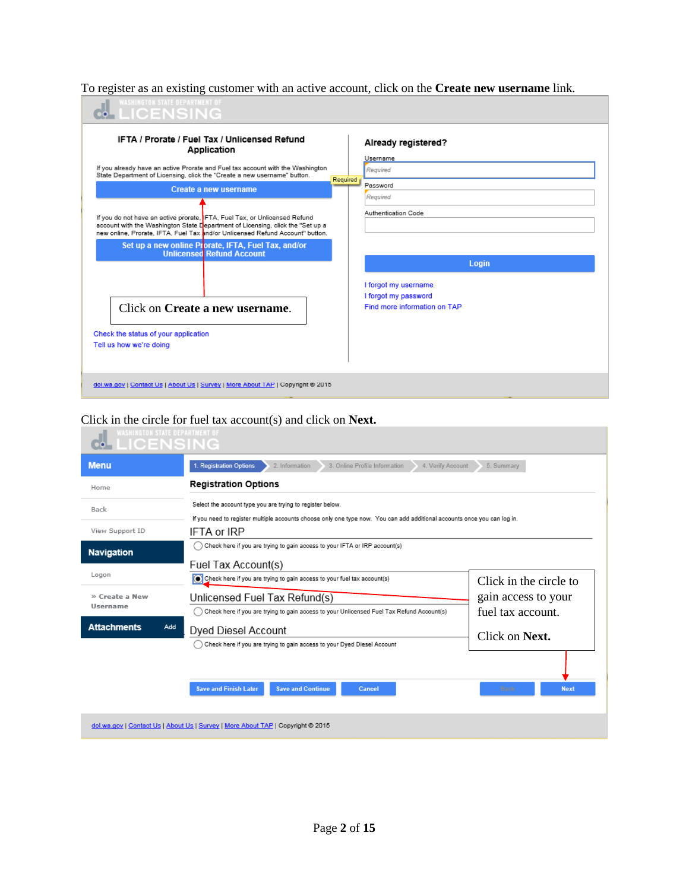To register as an existing customer with an active account, click on the **Create new username** link.

WASHINGTON STATE DEPARTMENT OF LICENSING

**IFTA / Prorate / Fuel Tax / Unlicensed Refund Application**

If you already have an active Prorate and Fuel tax account with the Washington State Department of Licensing, click the "Create a new username" button.

Create a new username

If you do not have an active prorate, IFTA, Fuel Tax, or Unlicensed Refund account with the Washington State Department of Licensing, click the "Set up a new online Prorate, IFTA, Fuel Tax and/or Unlicensed Refund Account" button.

Set up a new online Prorate, IFTA, Fuel Tax, and/or Unlicensed Refund Account

Click on **Create a new username.**

Check the status of your application

Tell us how we're doing

**Already registered?**

Username

Required

Password

Required

Authentication Code

Login

I forgot my username

I forgot my password

Find more information on TAP

dol.wa.gov | Contact Us | About Us | Survey | More About TAP | Copyright © 2015

Click in the circle for fuel tax account(s) and click on **Next.**

WASHINGTON STATE DEPARTMENT OF LICENSING

Menu: Home, Back, View Support ID

Navigation: Logon, » Create a New Username

Attachments Add

1. Registration Options > 2. Information > 3. Online Profile Information > 4. Verify Account > 5. Summary

**Registration Options**

Select the account type you are trying to register below.

If you need to register multiple accounts choose only one type now. You can add additional accounts once you can log in.

IFTA or IRP

- Check here if you are trying to gain access to your IFTA or IRP account(s)

Fuel Tax Account(s)

- Check here if you are trying to gain access to your fuel tax account(s)

Unlicensed Fuel Tax Refund(s)

- Check here if you are trying to gain access to your Unlicensed Fuel Tax Refund Account(s)

Dyed Diesel Account

- Check here if you are trying to gain access to your Dyed Diesel Account

Click in the circle to gain access to your fuel tax account.

Click on **Next.**

Save and Finish Later | Save and Continue | Cancel | Back | Next

dol.wa.gov | Contact Us | About Us | Survey | More About TAP | Copyright © 2015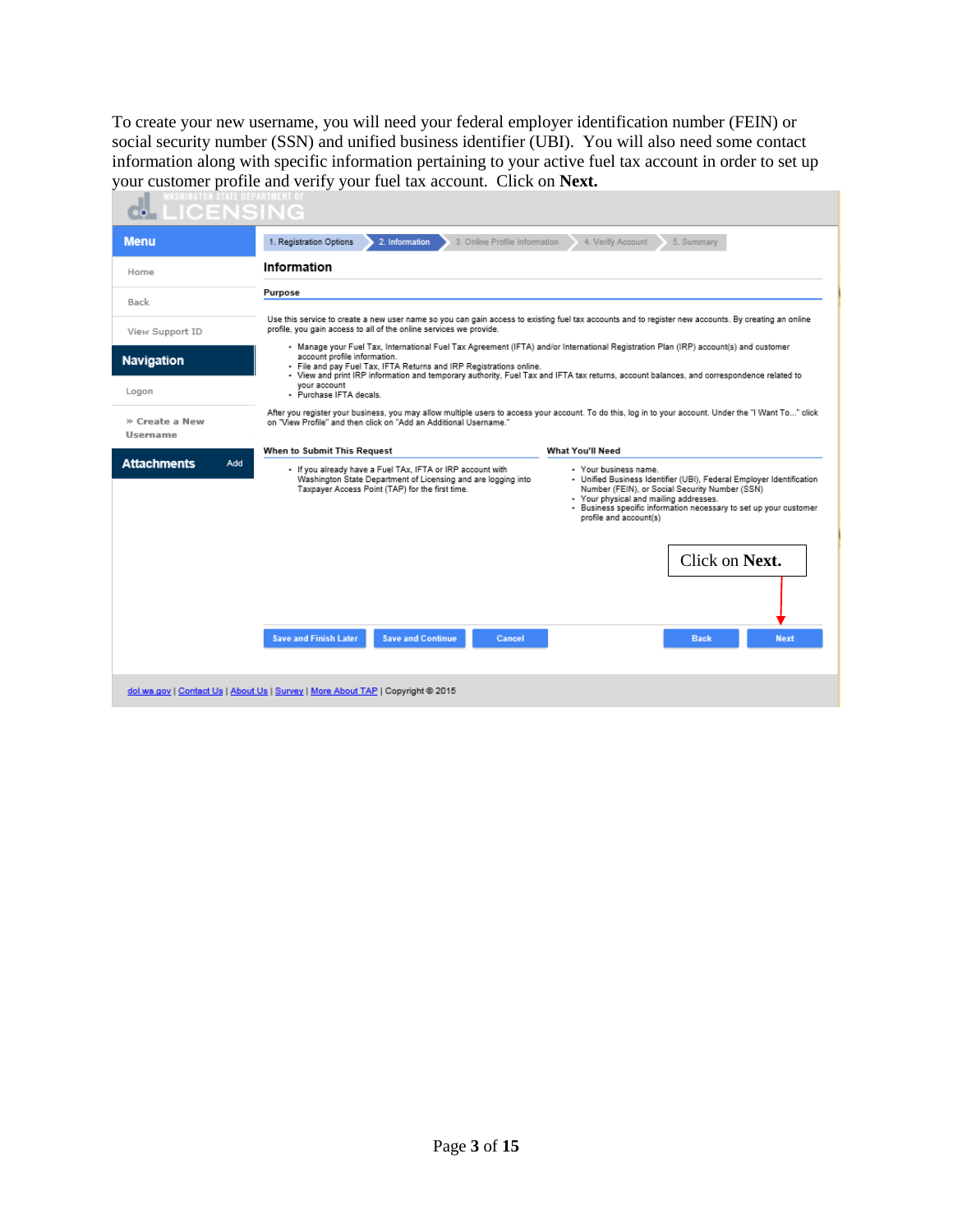To create your new username, you will need your federal employer identification number (FEIN) or social security number (SSN) and unified business identifier (UBI). You will also need some contact information along with specific information pertaining to your active fuel tax account in order to set up your customer profile and verify your fuel tax account. Click on **Next.**

WASHINGTON STATE DEPARTMENT OF LICENSING

**Menu**

- Home
- Back
- View Support ID

**Navigation**

- Logon
- » Create a New Username

**Attachments** Add

1. Registration Options › 2. Information › 3. Online Profile Information › 4. Verify Account › 5. Summary

## Information

### Purpose

Use this service to create a new user name so you can gain access to existing fuel tax accounts and to register new accounts. By creating an online profile, you gain access to all of the online services we provide.

- Manage your Fuel Tax, International Fuel Tax Agreement (IFTA) and/or International Registration Plan (IRP) account(s) and customer account profile information.
- File and pay Fuel Tax, IFTA Returns and IRP Registrations online.
- View and print IRP information and temporary authority, Fuel Tax and IFTA tax returns, account balances, and correspondence related to your account
- Purchase IFTA decals.

After you register your business, you may allow multiple users to access your account. To do this, log in to your account. Under the "I Want To..." click on "View Profile" and then click on "Add an Additional Username."

### When to Submit This Request

- If you already have a Fuel TAx, IFTA or IRP account with Washington State Department of Licensing and are logging into Taxpayer Access Point (TAP) for the first time.

### What You'll Need

- Your business name.
- Unified Business Identifier (UBI), Federal Employer Identification Number (FEIN), or Social Security Number (SSN)
- Your physical and mailing addresses.
- Business specific information necessary to set up your customer profile and account(s)

Click on **Next.**

Save and Finish Later | Save and Continue | Cancel | Back | Next

dol.wa.gov | Contact Us | About Us | Survey | More About TAP | Copyright © 2015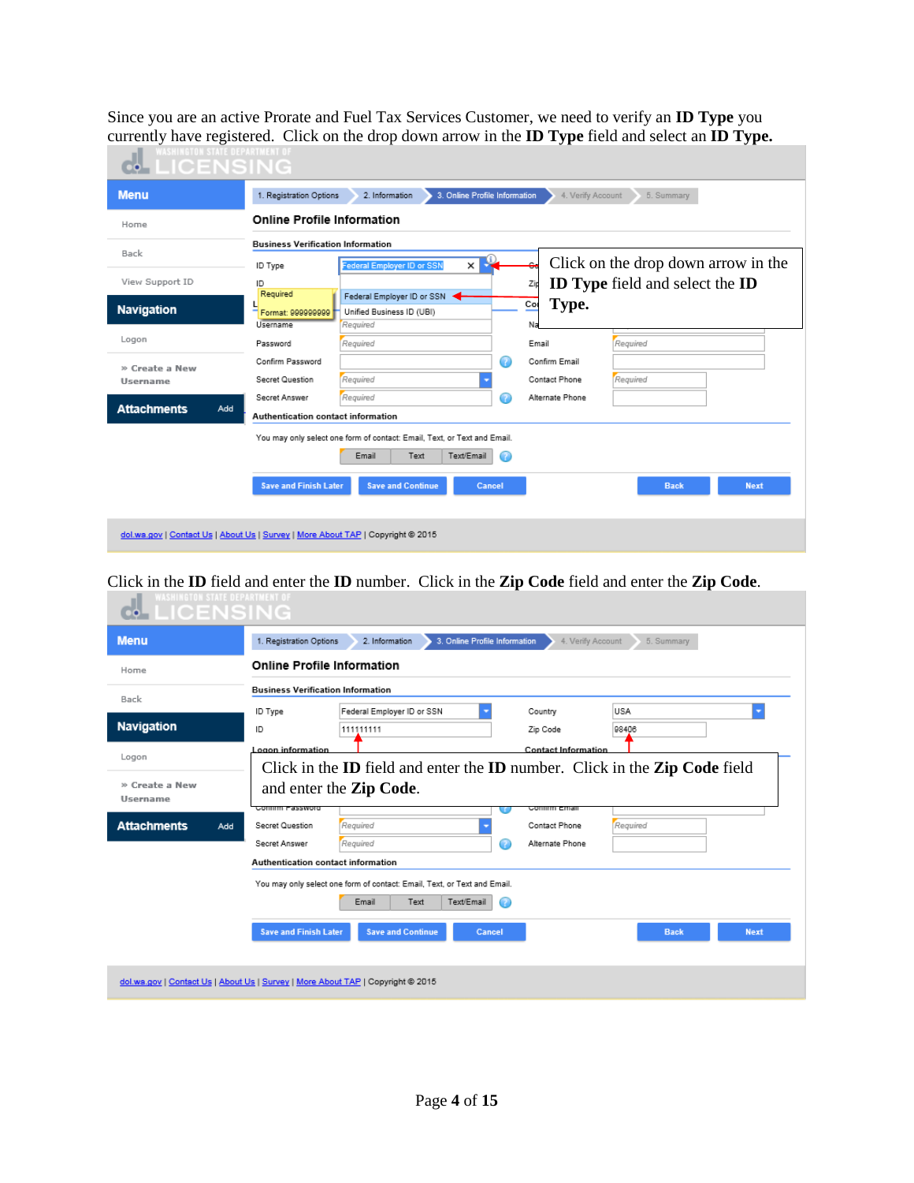Since you are an active Prorate and Fuel Tax Services Customer, we need to verify an **ID Type** you currently have registered. Click on the drop down arrow in the **ID Type** field and select an **ID Type.**

Click in the **ID** field and enter the **ID** number. Click in the **Zip Code** field and enter the **Zip Code**.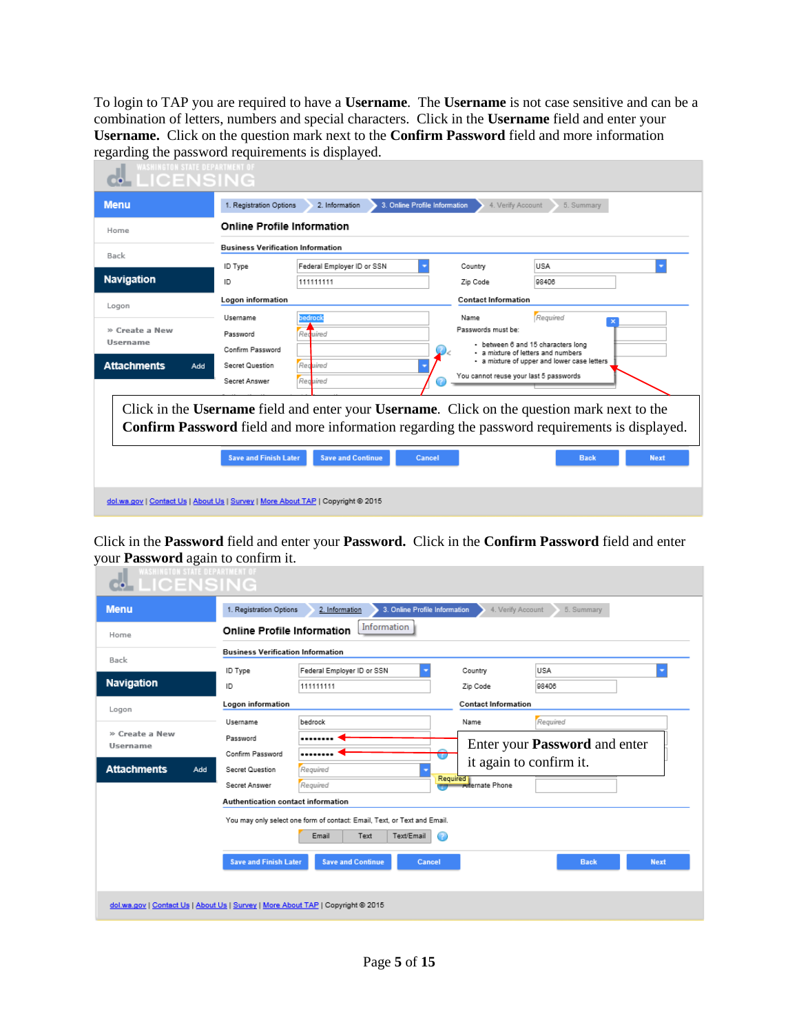To login to TAP you are required to have a **Username**. The **Username** is not case sensitive and can be a combination of letters, numbers and special characters. Click in the **Username** field and enter your **Username.** Click on the question mark next to the **Confirm Password** field and more information regarding the password requirements is displayed.

Click in the **Username** field and enter your **Username**. Click on the question mark next to the **Confirm Password** field and more information regarding the password requirements is displayed.

Click in the **Password** field and enter your **Password.** Click in the **Confirm Password** field and enter your **Password** again to confirm it.

Enter your **Password** and enter it again to confirm it.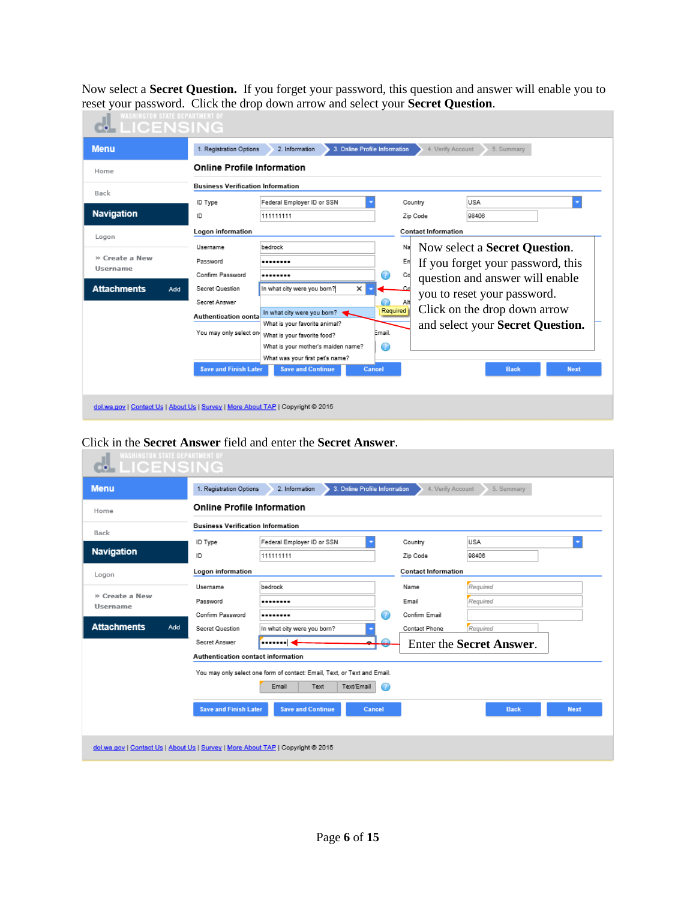Now select a **Secret Question.** If you forget your password, this question and answer will enable you to reset your password. Click the drop down arrow and select your **Secret Question**.

WASHINGTON STATE DEPARTMENT OF LICENSING

Menu | Home | Back | Navigation | Logon | » Create a New Username | Attachments Add

1. Registration Options | 2. Information | 3. Online Profile Information | 4. Verify Account | 5. Summary

**Online Profile Information**

**Business Verification Information**

ID Type: Federal Employer ID or SSN — Country: USA
ID: 111111111 — Zip Code: 98406

**Logon information**

Username: bedrock
Password: ••••••••
Confirm Password: ••••••••
Secret Question: In what city were you born?
Secret Answer

- In what city were you born?
- What is your favorite animal?
- What is your favorite food?
- What is your mother's maiden name?
- What was your first pet's name?

Now select a **Secret Question**. If you forget your password, this question and answer will enable you to reset your password. Click on the drop down arrow and select your **Secret Question.**

Save and Finish Later | Save and Continue | Cancel | Back | Next

dol.wa.gov | Contact Us | About Us | Survey | More About TAP | Copyright © 2015

Click in the **Secret Answer** field and enter the **Secret Answer**.

WASHINGTON STATE DEPARTMENT OF LICENSING

Menu | Home | Back | Navigation | Logon | » Create a New Username | Attachments Add

1. Registration Options | 2. Information | 3. Online Profile Information | 4. Verify Account | 5. Summary

**Online Profile Information**

**Business Verification Information**

ID Type: Federal Employer ID or SSN — Country: USA
ID: 111111111 — Zip Code: 98406

**Logon information**

Username: bedrock
Password: ••••••••
Confirm Password: ••••••••
Secret Question: In what city were you born?
Secret Answer: •••••••

**Contact Information**

Name: Required
Email: Required
Confirm Email
Contact Phone: Required

Enter the **Secret Answer**.

**Authentication contact information**

You may only select one form of contact: Email, Text, or Text and Email.

Email | Text | Text/Email

Save and Finish Later | Save and Continue | Cancel | Back | Next

dol.wa.gov | Contact Us | About Us | Survey | More About TAP | Copyright © 2015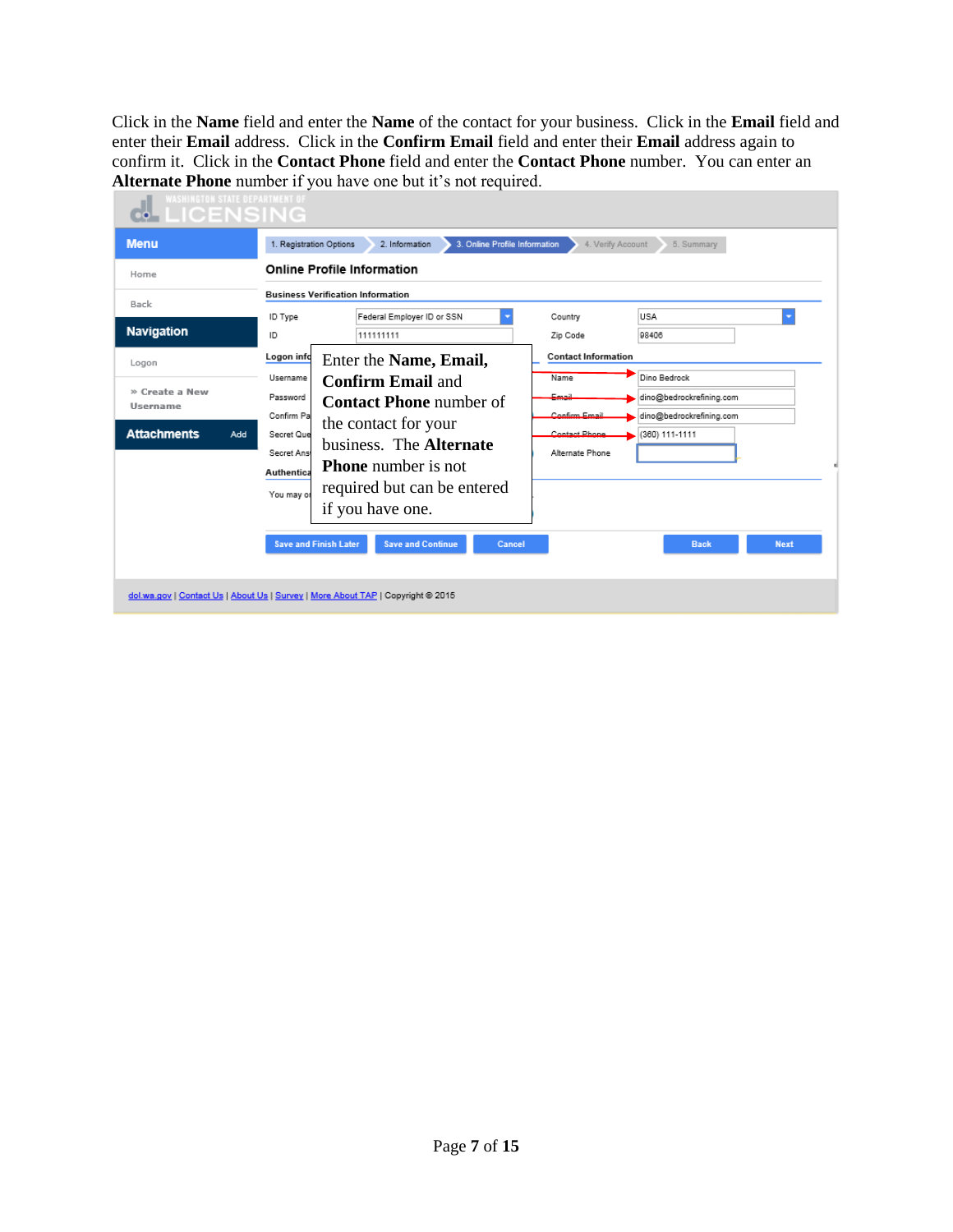Click in the **Name** field and enter the **Name** of the contact for your business. Click in the **Email** field and enter their **Email** address. Click in the **Confirm Email** field and enter their **Email** address again to confirm it. Click in the **Contact Phone** field and enter the **Contact Phone** number. You can enter an **Alternate Phone** number if you have one but it's not required.

WASHINGTON STATE DEPARTMENT OF LICENSING

Menu: Home, Back

Navigation: Logon, » Create a New Username

Attachments — Add

1. Registration Options | 2. Information | 3. Online Profile Information | 4. Verify Account | 5. Summary

## Online Profile Information

**Business Verification Information**

| | | | |
|---|---|---|---|
| ID Type | Federal Employer ID or SSN | Country | USA |
| ID | 111111111 | Zip Code | 98406 |

**Logon info** — Username, Password, Confirm Pa..., Secret Que..., Secret Ans...

**Contact Information**

| | |
|---|---|
| Name | Dino Bedrock |
| Email | dino@bedrockrefining.com |
| Confirm Email | dino@bedrockrefining.com |
| Contact Phone | (360) 111-1111 |
| Alternate Phone | |

Authentica... — You may o...

Enter the **Name, Email, Confirm Email** and **Contact Phone** number of the contact for your business. The **Alternate Phone** number is not required but can be entered if you have one.

Save and Finish Later | Save and Continue | Cancel | Back | Next

dol.wa.gov | Contact Us | About Us | Survey | More About TAP | Copyright © 2015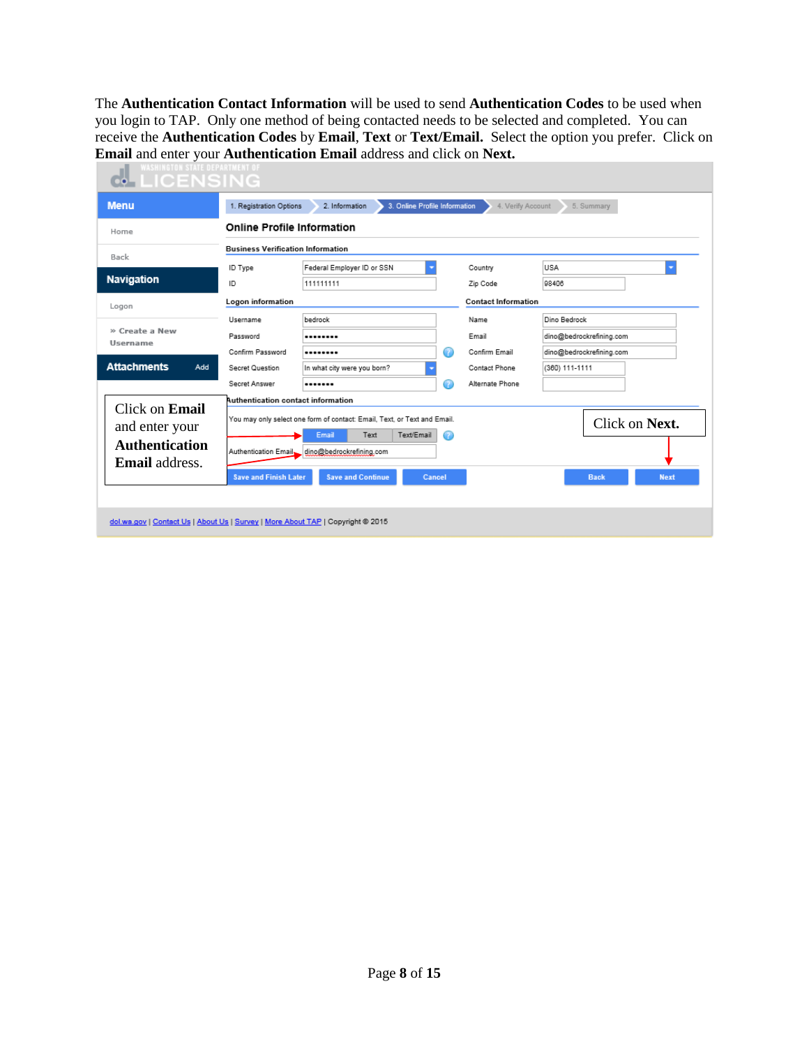The **Authentication Contact Information** will be used to send **Authentication Codes** to be used when you login to TAP. Only one method of being contacted needs to be selected and completed. You can receive the **Authentication Codes** by **Email**, **Text** or **Text/Email.** Select the option you prefer. Click on **Email** and enter your **Authentication Email** address and click on **Next.**

WASHINGTON STATE DEPARTMENT OF LICENSING

**Menu**

- Home
- Back

**Navigation**

- Logon
- » Create a New Username

**Attachments** Add

1. Registration Options | 2. Information | 3. Online Profile Information | 4. Verify Account | 5. Summary

## Online Profile Information

**Business Verification Information**

| | | | |
|---|---|---|---|
| ID Type | Federal Employer ID or SSN | Country | USA |
| ID | 111111111 | Zip Code | 98406 |

**Logon information**

| | |
|---|---|
| Username | bedrock |
| Password | •••••••• |
| Confirm Password | •••••••• |
| Secret Question | In what city were you born? |
| Secret Answer | ••••••• |

**Contact Information**

| | |
|---|---|
| Name | Dino Bedrock |
| Email | dino@bedrockrefining.com |
| Confirm Email | dino@bedrockrefining.com |
| Contact Phone | (360) 111-1111 |
| Alternate Phone | |

**Authentication contact information**

You may only select one form of contact: Email, Text, or Text and Email.

Email | Text | Text/Email

Authentication Email: dino@bedrockrefining.com

Click on **Email** and enter your **Authentication Email** address.

Click on **Next.**

Save and Finish Later | Save and Continue | Cancel | Back | Next

dol.wa.gov | Contact Us | About Us | Survey | More About TAP | Copyright © 2015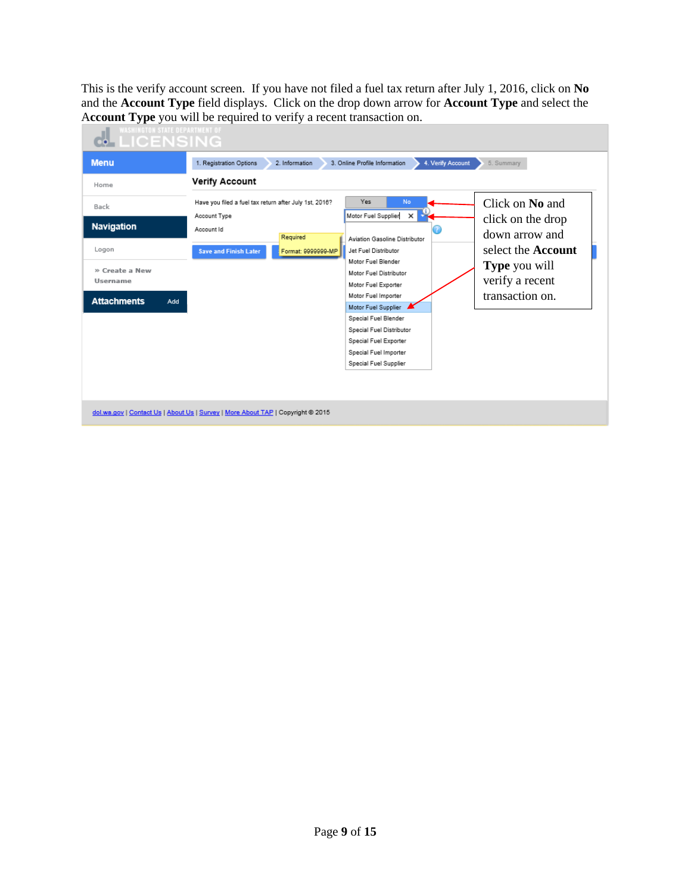This is the verify account screen. If you have not filed a fuel tax return after July 1, 2016, click on **No** and the **Account Type** field displays. Click on the drop down arrow for **Account Type** and select the **Account Type** you will be required to verify a recent transaction on.

WASHINGTON STATE DEPARTMENT OF LICENSING

**Menu**

- Home
- Back

**Navigation**

- Logon
- » Create a New Username

**Attachments** Add

1. Registration Options
2. Information
3. Online Profile Information
4. Verify Account
5. Summary

## Verify Account

Have you filed a fuel tax return after July 1st, 2016? Yes No

Account Type: Motor Fuel Supplier

Account Id — Required — Format: 9999999-MP

Save and Finish Later

- Aviation Gasoline Distributor
- Jet Fuel Distributor
- Motor Fuel Blender
- Motor Fuel Distributor
- Motor Fuel Exporter
- Motor Fuel Importer
- Motor Fuel Supplier
- Special Fuel Blender
- Special Fuel Distributor
- Special Fuel Exporter
- Special Fuel Importer
- Special Fuel Supplier

Click on **No** and click on the drop down arrow and select the **Account Type** you will verify a recent transaction on.

dol.wa.gov | Contact Us | About Us | Survey | More About TAP | Copyright © 2015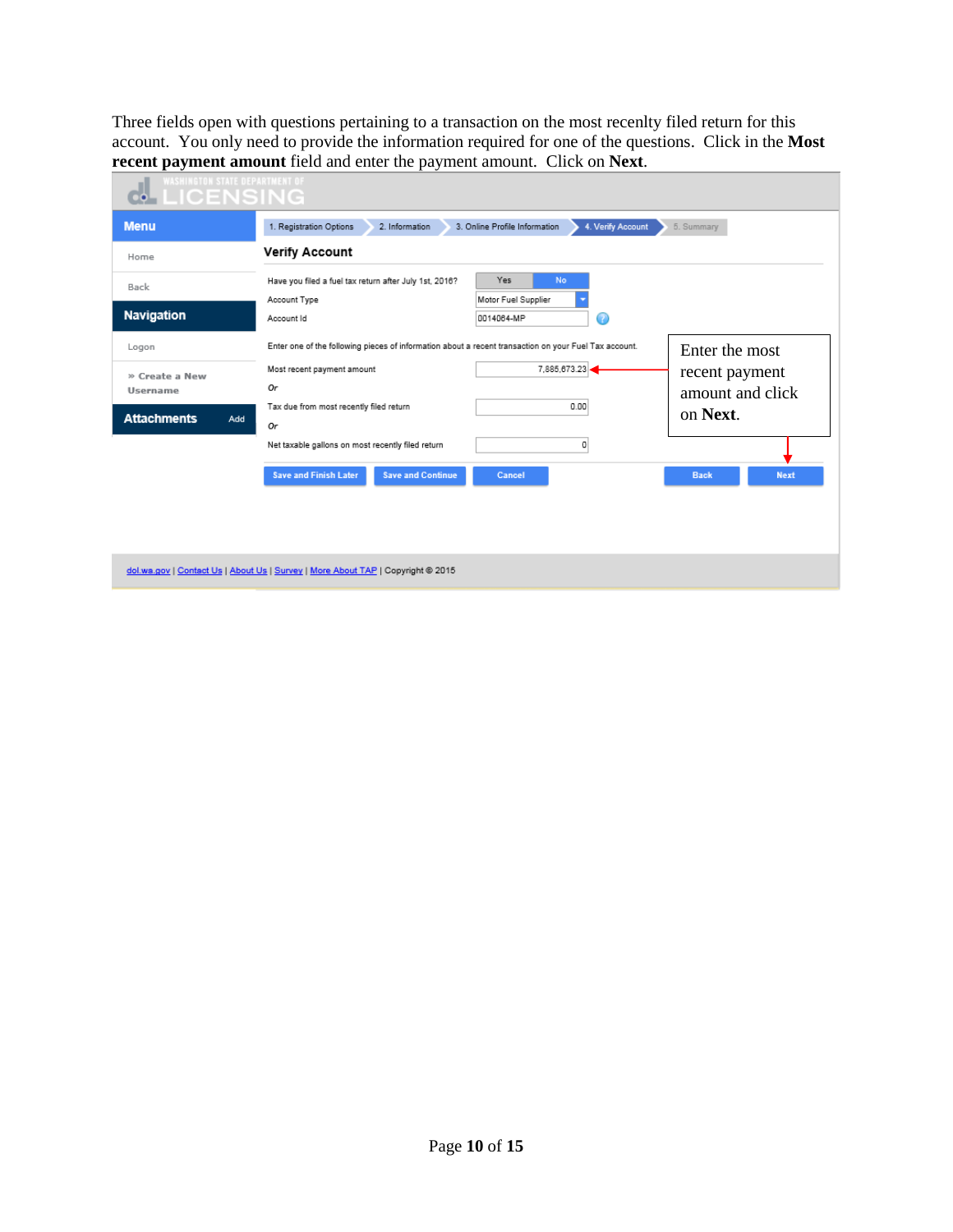Three fields open with questions pertaining to a transaction on the most recenlty filed return for this account. You only need to provide the information required for one of the questions. Click in the **Most recent payment amount** field and enter the payment amount. Click on **Next**.

WASHINGTON STATE DEPARTMENT OF LICENSING

**Menu**

Home

Back

**Navigation**

Logon

» Create a New Username

**Attachments** Add

1. Registration Options | 2. Information | 3. Online Profile Information | 4. Verify Account | 5. Summary

### Verify Account

| | |
|---|---|
| Have you filed a fuel tax return after July 1st, 2016? | Yes / No |
| Account Type | Motor Fuel Supplier |
| Account Id | 0014064-MP |

Enter one of the following pieces of information about a recent transaction on your Fuel Tax account.

| | |
|---|---|
| Most recent payment amount | 7,885,673.23 |
| *Or* | |
| Tax due from most recently filed return | 0.00 |
| *Or* | |
| Net taxable gallons on most recently filed return | 0 |

Save and Finish Later | Save and Continue | Cancel | Back | Next

Enter the most recent payment amount and click on **Next**.

dol.wa.gov | Contact Us | About Us | Survey | More About TAP | Copyright © 2015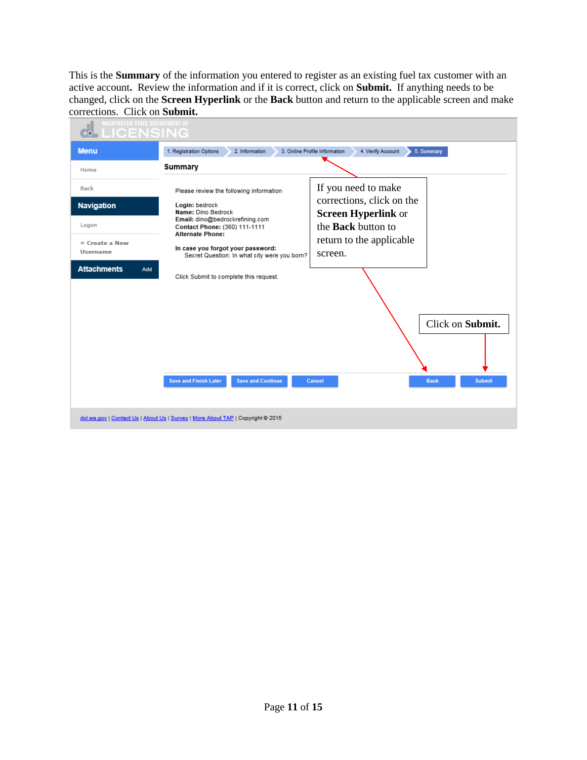This is the **Summary** of the information you entered to register as an existing fuel tax customer with an active account**.** Review the information and if it is correct, click on **Submit.** If anything needs to be changed, click on the **Screen Hyperlink** or the **Back** button and return to the applicable screen and make corrections. Click on **Submit.**

WASHINGTON STATE DEPARTMENT OF LICENSING

**Menu**

- Home
- Back

**Navigation**

- Logon
- » Create a New Username

**Attachments** Add

1. Registration Options › 2. Information › 3. Online Profile Information › 4. Verify Account › 5. Summary

**Summary**

Please review the following information

**Login:** bedrock
**Name:** Dino Bedrock
**Email:** dino@bedrockrefining.com
**Contact Phone:** (360) 111-1111
**Alternate Phone:**

**In case you forgot your password:**
Secret Question: In what city were you born?

Click Submit to complete this request.

If you need to make corrections, click on the **Screen Hyperlink** or the **Back** button to return to the applicable screen.

Click on **Submit.**

Save and Finish Later | Save and Continue | Cancel | Back | Submit

dol.wa.gov | Contact Us | About Us | Survey | More About TAP | Copyright © 2015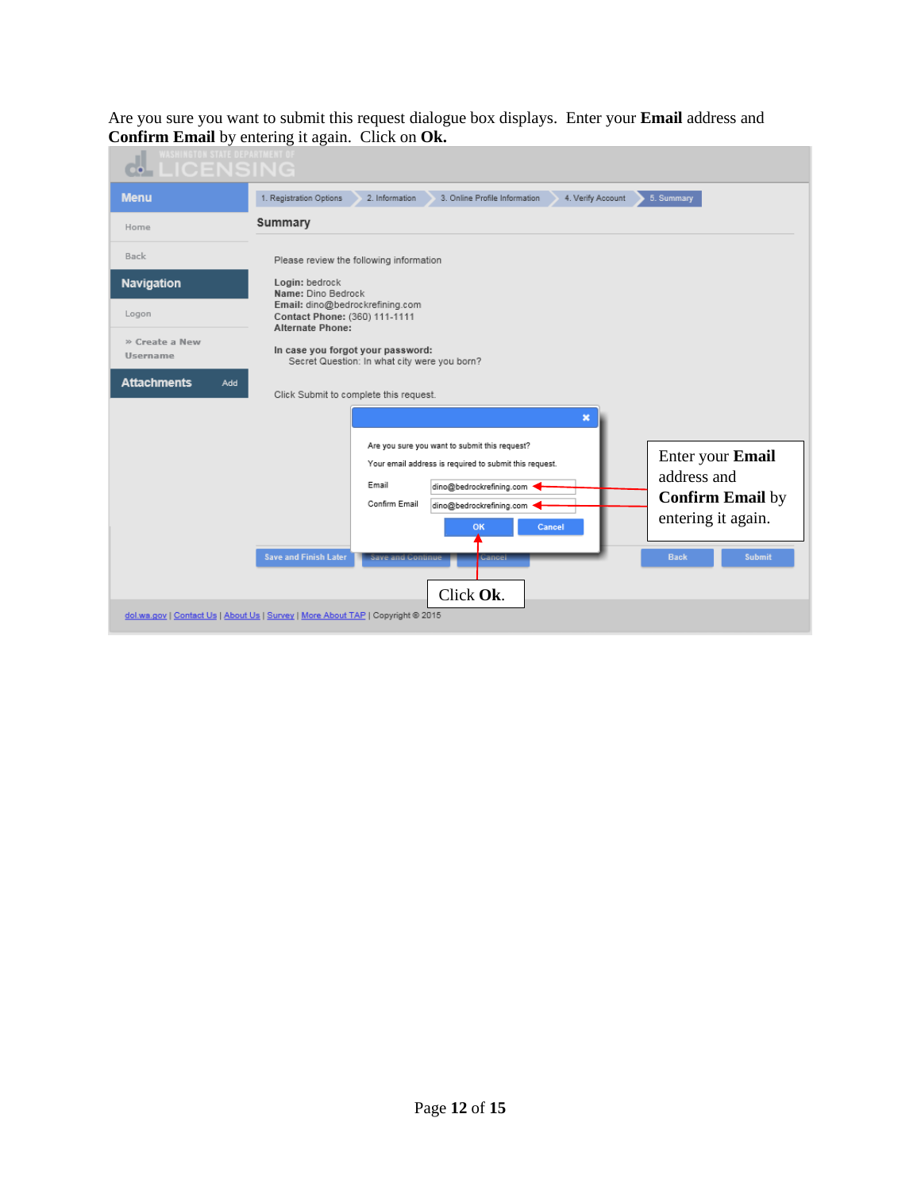Are you sure you want to submit this request dialogue box displays. Enter your **Email** address and **Confirm Email** by entering it again. Click on **Ok.**

WASHINGTON STATE DEPARTMENT OF LICENSING

**Menu**

Home

Back

**Navigation**

Logon

» Create a New Username

**Attachments** Add

1. Registration Options | 2. Information | 3. Online Profile Information | 4. Verify Account | 5. Summary

**Summary**

Please review the following information

**Login:** bedrock
**Name:** Dino Bedrock
**Email:** dino@bedrockrefining.com
**Contact Phone:** (360) 111-1111
**Alternate Phone:**

**In case you forgot your password:**
Secret Question: In what city were you born?

Click Submit to complete this request.

Are you sure you want to submit this request?

Your email address is required to submit this request.

Email: dino@bedrockrefining.com

Confirm Email: dino@bedrockrefining.com

OK | Cancel

Save and Finish Later | Save and Continue | Cancel | Back | Submit

Enter your **Email** address and **Confirm Email** by entering it again.

Click **Ok**.

dol.wa.gov | Contact Us | About Us | Survey | More About TAP | Copyright © 2015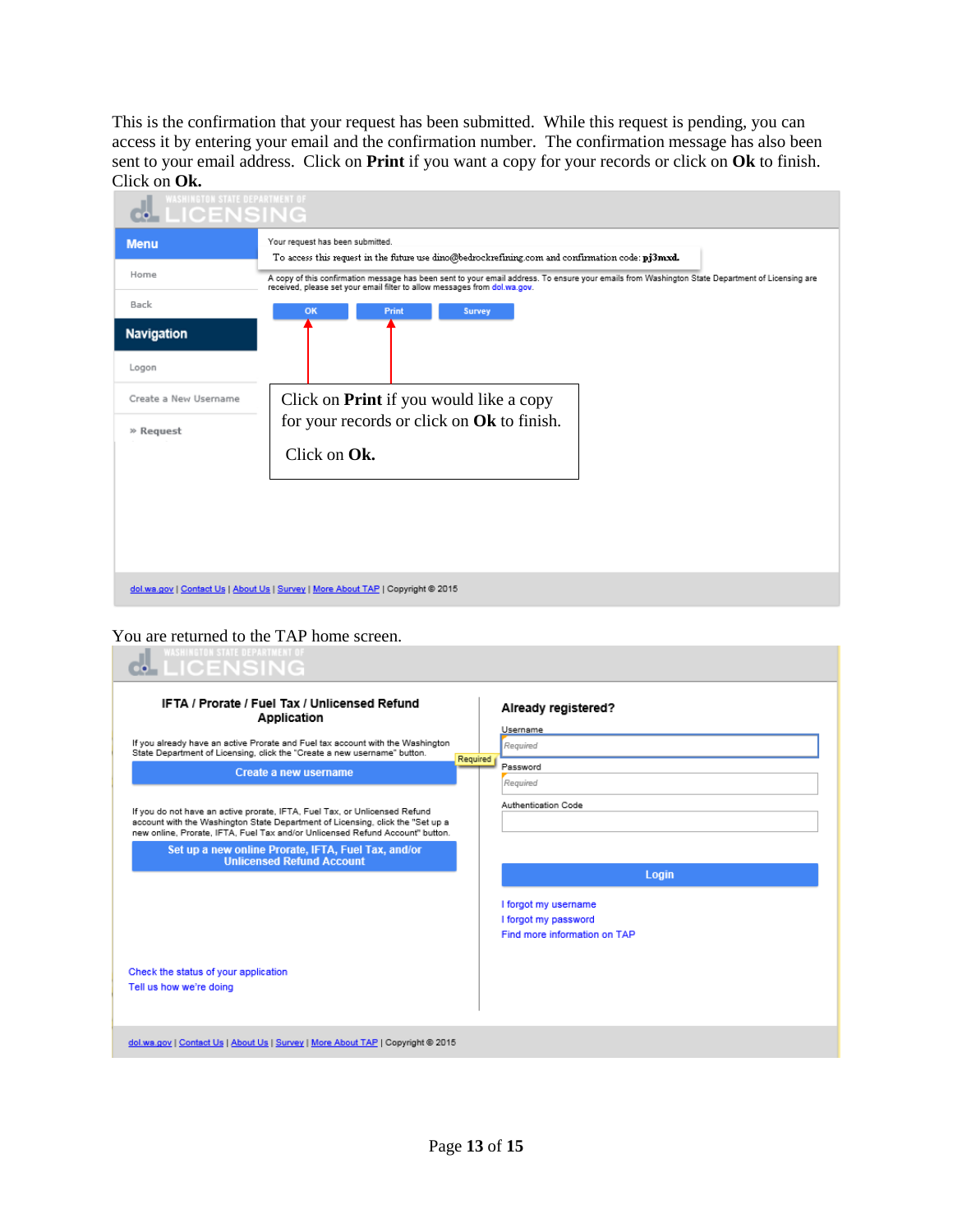This is the confirmation that your request has been submitted. While this request is pending, you can access it by entering your email and the confirmation number. The confirmation message has also been sent to your email address. Click on **Print** if you want a copy for your records or click on **Ok** to finish. Click on **Ok.**

WASHINGTON STATE DEPARTMENT OF LICENSING

**Menu**

Home

Back

**Navigation**

Logon

Create a New Username

» Request

Your request has been submitted.

To access this request in the future use dino@bedrockrefining.com and confirmation code: **pj3mxd.**

A copy of this confirmation message has been sent to your email address. To ensure your emails from Washington State Department of Licensing are received, please set your email filter to allow messages from dol.wa.gov.

OK | Print | Survey

Click on **Print** if you would like a copy for your records or click on **Ok** to finish.

Click on **Ok.**

dol.wa.gov | Contact Us | About Us | Survey | More About TAP | Copyright © 2015

You are returned to the TAP home screen.

WASHINGTON STATE DEPARTMENT OF LICENSING

**IFTA / Prorate / Fuel Tax / Unlicensed Refund Application**

If you already have an active Prorate and Fuel tax account with the Washington State Department of Licensing, click the "Create a new username" button.

Create a new username

If you do not have an active prorate, IFTA, Fuel Tax, or Unlicensed Refund account with the Washington State Department of Licensing, click the "Set up a new online Prorate, IFTA, Fuel Tax and/or Unlicensed Refund Account" button.

Set up a new online Prorate, IFTA, Fuel Tax, and/or Unlicensed Refund Account

Check the status of your application

Tell us how we're doing

**Already registered?**

Username: Required

Password: Required

Authentication Code

Login

I forgot my username

I forgot my password

Find more information on TAP

dol.wa.gov | Contact Us | About Us | Survey | More About TAP | Copyright © 2015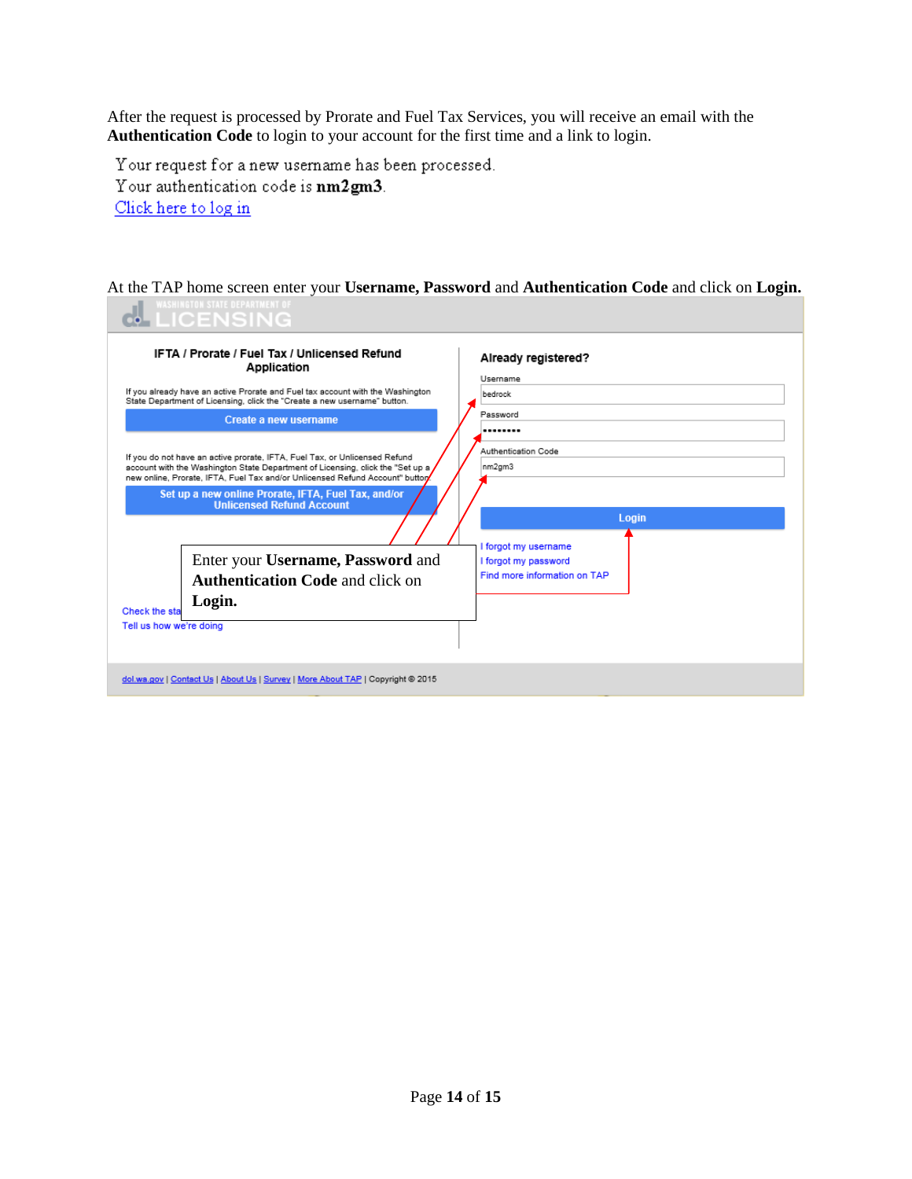After the request is processed by Prorate and Fuel Tax Services, you will receive an email with the **Authentication Code** to login to your account for the first time and a link to login.

Your request for a new username has been processed.
Your authentication code is **nm2gm3**.
Click here to log in

At the TAP home screen enter your **Username, Password** and **Authentication Code** and click on **Login.**

WASHINGTON STATE DEPARTMENT OF LICENSING

**IFTA / Prorate / Fuel Tax / Unlicensed Refund Application**

If you already have an active Prorate and Fuel tax account with the Washington State Department of Licensing, click the "Create a new username" button.

Create a new username

If you do not have an active prorate, IFTA, Fuel Tax, or Unlicensed Refund account with the Washington State Department of Licensing, click the "Set up a new online, Prorate, IFTA, Fuel Tax and/or Unlicensed Refund Account" button.

Set up a new online Prorate, IFTA, Fuel Tax, and/or Unlicensed Refund Account

**Already registered?**

Username: bedrock

Password: ••••••••

Authentication Code: nm2gm3

Login

I forgot my username
I forgot my password
Find more information on TAP

Enter your **Username, Password** and **Authentication Code** and click on **Login.**

Check the sta
Tell us how we're doing

dol.wa.gov | Contact Us | About Us | Survey | More About TAP | Copyright © 2015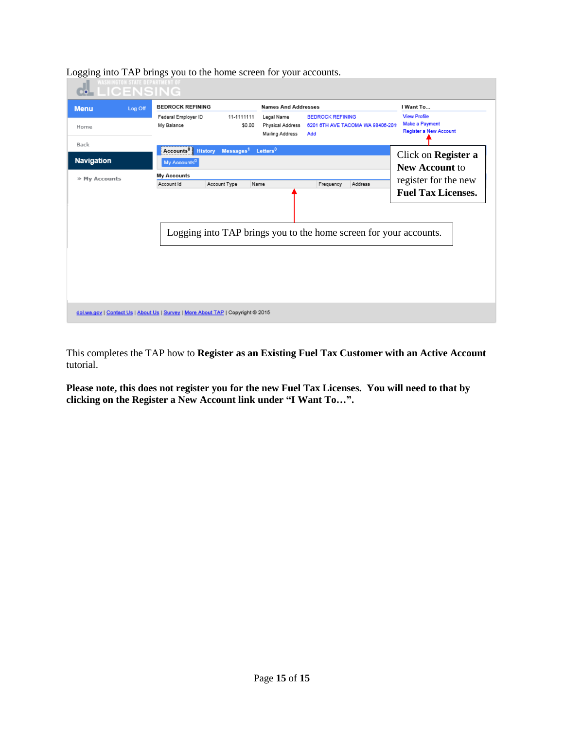Logging into TAP brings you to the home screen for your accounts.

This completes the TAP how to **Register as an Existing Fuel Tax Customer with an Active Account** tutorial.

**Please note, this does not register you for the new Fuel Tax Licenses. You will need to that by clicking on the Register a New Account link under "I Want To…".**